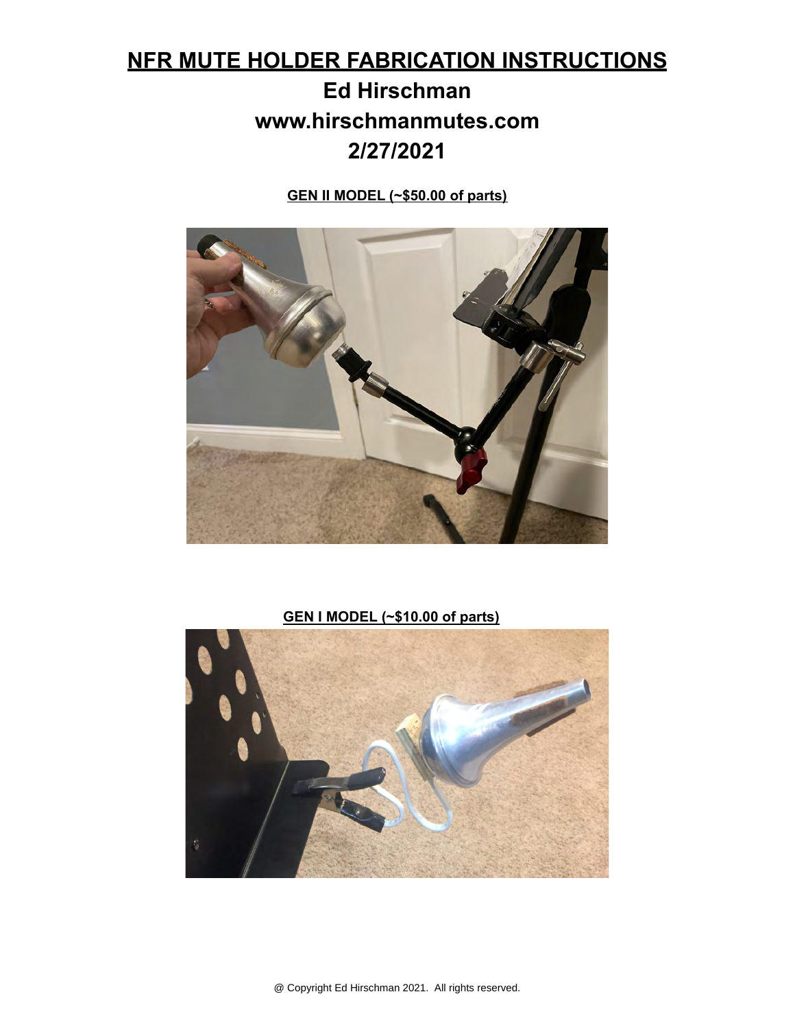# NFR MUTE HOLDER FABRICATION INSTRUCTIONS

## Ed Hirschman

## www.hirschmanmutes.com

## 2/27/2021

**GEN II MODEL (~$50.00 of parts)**

**GEN I MODEL (~$10.00 of parts)**

@ Copyright Ed Hirschman 2021. All rights reserved.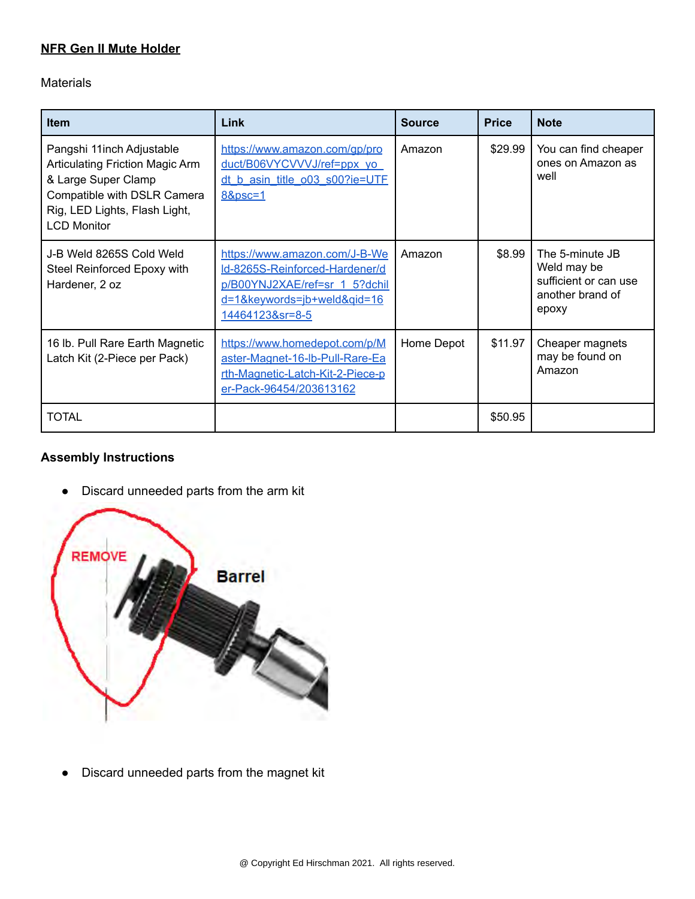**NFR Gen II Mute Holder**

Materials

| Item | Link | Source | Price | Note |
|---|---|---|---|---|
| Pangshi 11inch Adjustable Articulating Friction Magic Arm & Large Super Clamp Compatible with DSLR Camera Rig, LED Lights, Flash Light, LCD Monitor | https://www.amazon.com/gp/product/B06VYCVVVJ/ref=ppx_yo_dt_b_asin_title_o03_s00?ie=UTF8&psc=1 | Amazon | $29.99 | You can find cheaper ones on Amazon as well |
| J-B Weld 8265S Cold Weld Steel Reinforced Epoxy with Hardener, 2 oz | https://www.amazon.com/J-B-Weld-8265S-Reinforced-Hardener/dp/B00YNJ2XAE/ref=sr_1_5?dchild=1&keywords=jb+weld&qid=1614464123&sr=8-5 | Amazon | $8.99 | The 5-minute JB Weld may be sufficient or can use another brand of epoxy |
| 16 lb. Pull Rare Earth Magnetic Latch Kit (2-Piece per Pack) | https://www.homedepot.com/p/Master-Magnet-16-lb-Pull-Rare-Earth-Magnetic-Latch-Kit-2-Piece-per-Pack-96454/203613162 | Home Depot | $11.97 | Cheaper magnets may be found on Amazon |
| TOTAL | | | $50.95 | |

**Assembly Instructions**

- Discard unneeded parts from the arm kit

- Discard unneeded parts from the magnet kit

@ Copyright Ed Hirschman 2021. All rights reserved.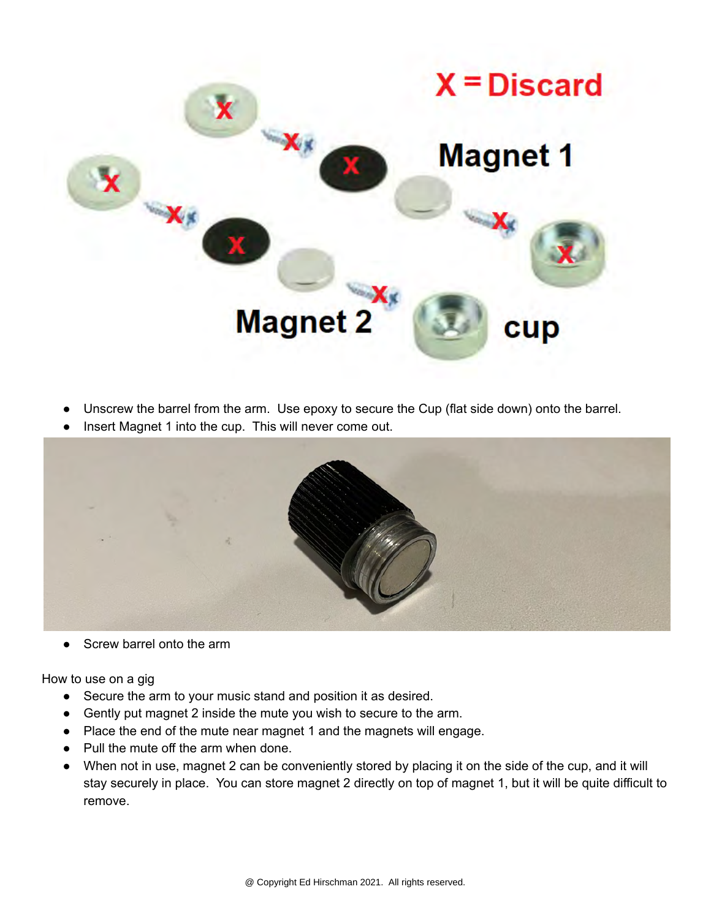- Unscrew the barrel from the arm. Use epoxy to secure the Cup (flat side down) onto the barrel.
- Insert Magnet 1 into the cup. This will never come out.

- Screw barrel onto the arm

How to use on a gig

- Secure the arm to your music stand and position it as desired.
- Gently put magnet 2 inside the mute you wish to secure to the arm.
- Place the end of the mute near magnet 1 and the magnets will engage.
- Pull the mute off the arm when done.
- When not in use, magnet 2 can be conveniently stored by placing it on the side of the cup, and it will stay securely in place. You can store magnet 2 directly on top of magnet 1, but it will be quite difficult to remove.

@ Copyright Ed Hirschman 2021. All rights reserved.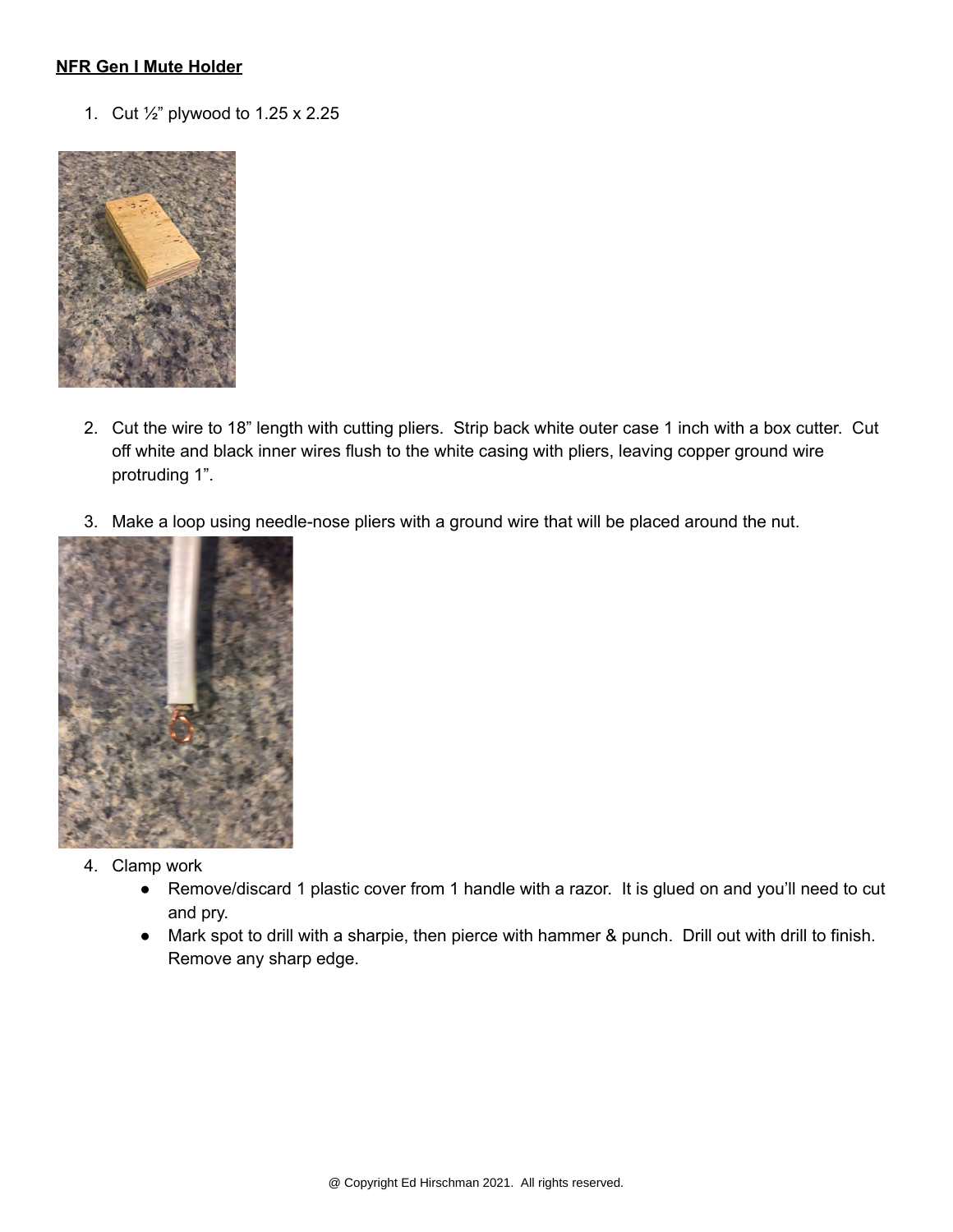**NFR Gen I Mute Holder**

1. Cut ½" plywood to 1.25 x 2.25
2. Cut the wire to 18" length with cutting pliers. Strip back white outer case 1 inch with a box cutter. Cut off white and black inner wires flush to the white casing with pliers, leaving copper ground wire protruding 1".
3. Make a loop using needle-nose pliers with a ground wire that will be placed around the nut.
4. Clamp work
   - Remove/discard 1 plastic cover from 1 handle with a razor. It is glued on and you'll need to cut and pry.
   - Mark spot to drill with a sharpie, then pierce with hammer & punch. Drill out with drill to finish. Remove any sharp edge.

@ Copyright Ed Hirschman 2021. All rights reserved.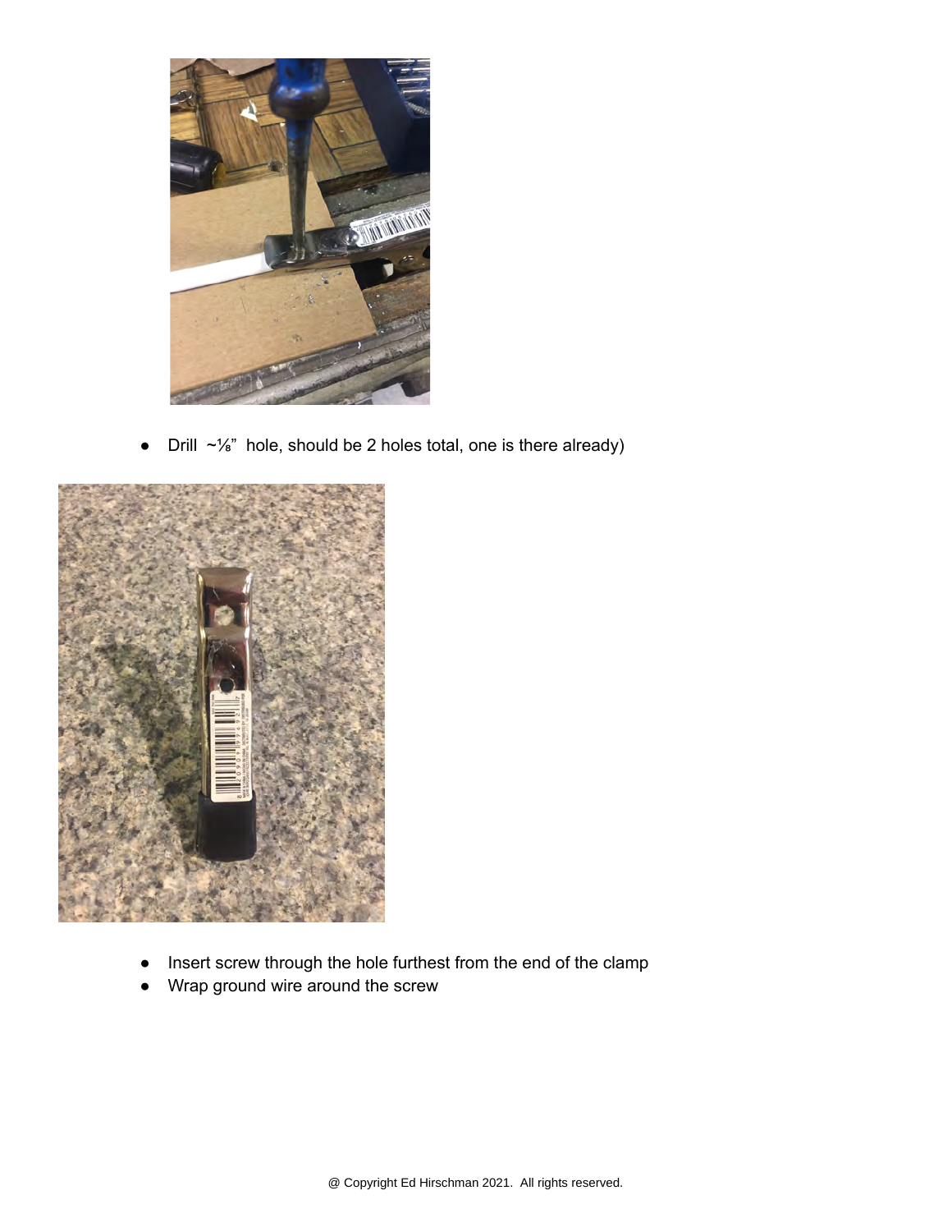- Drill ~⅛" hole, should be 2 holes total, one is there already)

- Insert screw through the hole furthest from the end of the clamp
- Wrap ground wire around the screw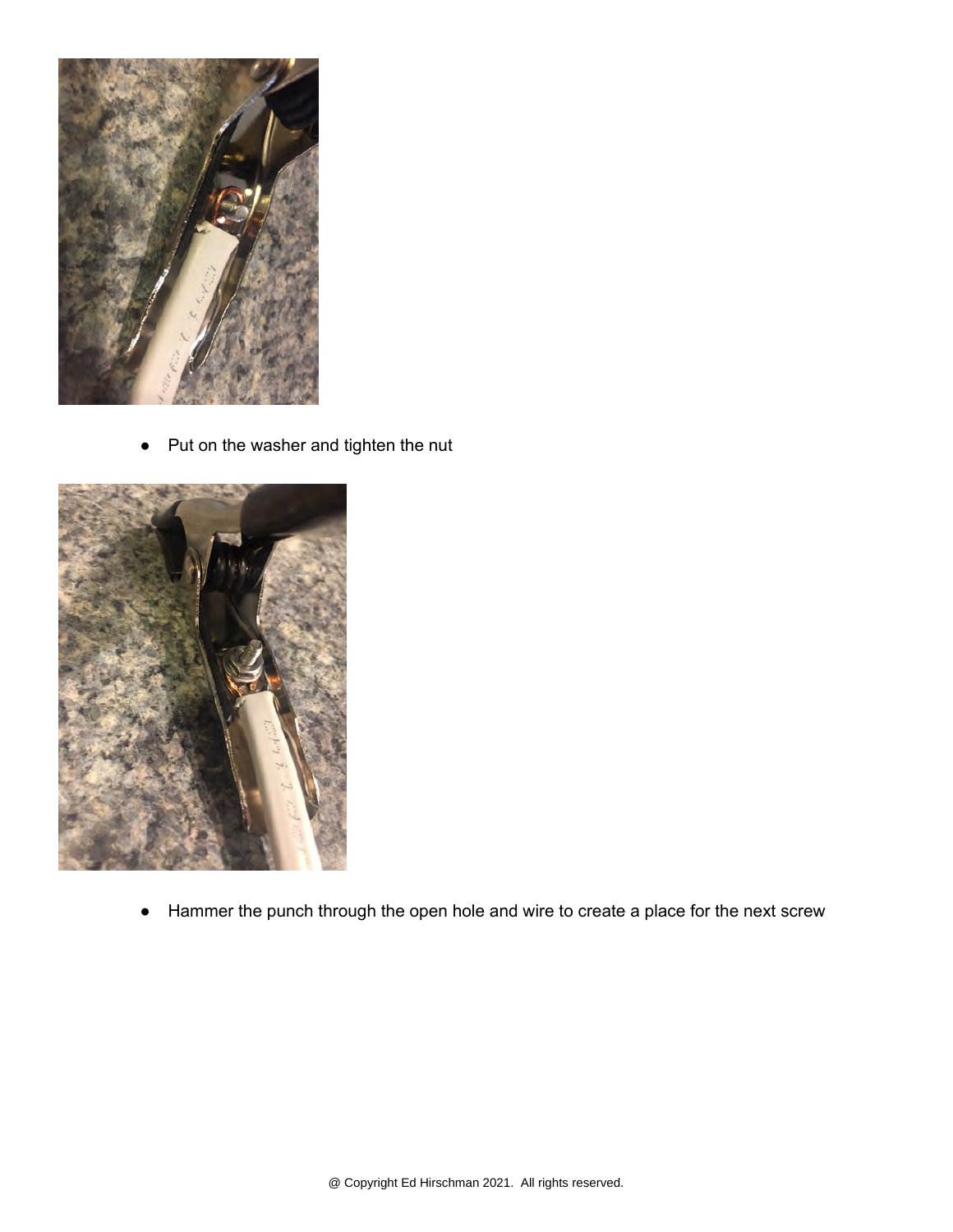- Put on the washer and tighten the nut

- Hammer the punch through the open hole and wire to create a place for the next screw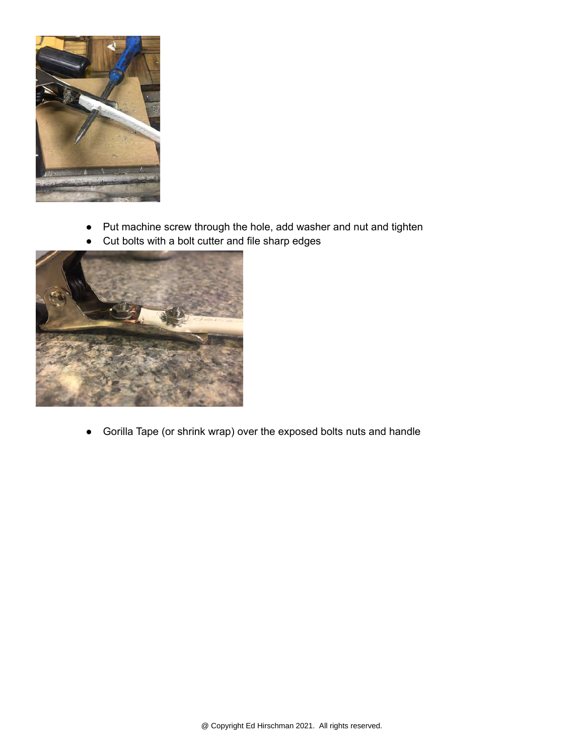- Put machine screw through the hole, add washer and nut and tighten
- Cut bolts with a bolt cutter and file sharp edges

- Gorilla Tape (or shrink wrap) over the exposed bolts nuts and handle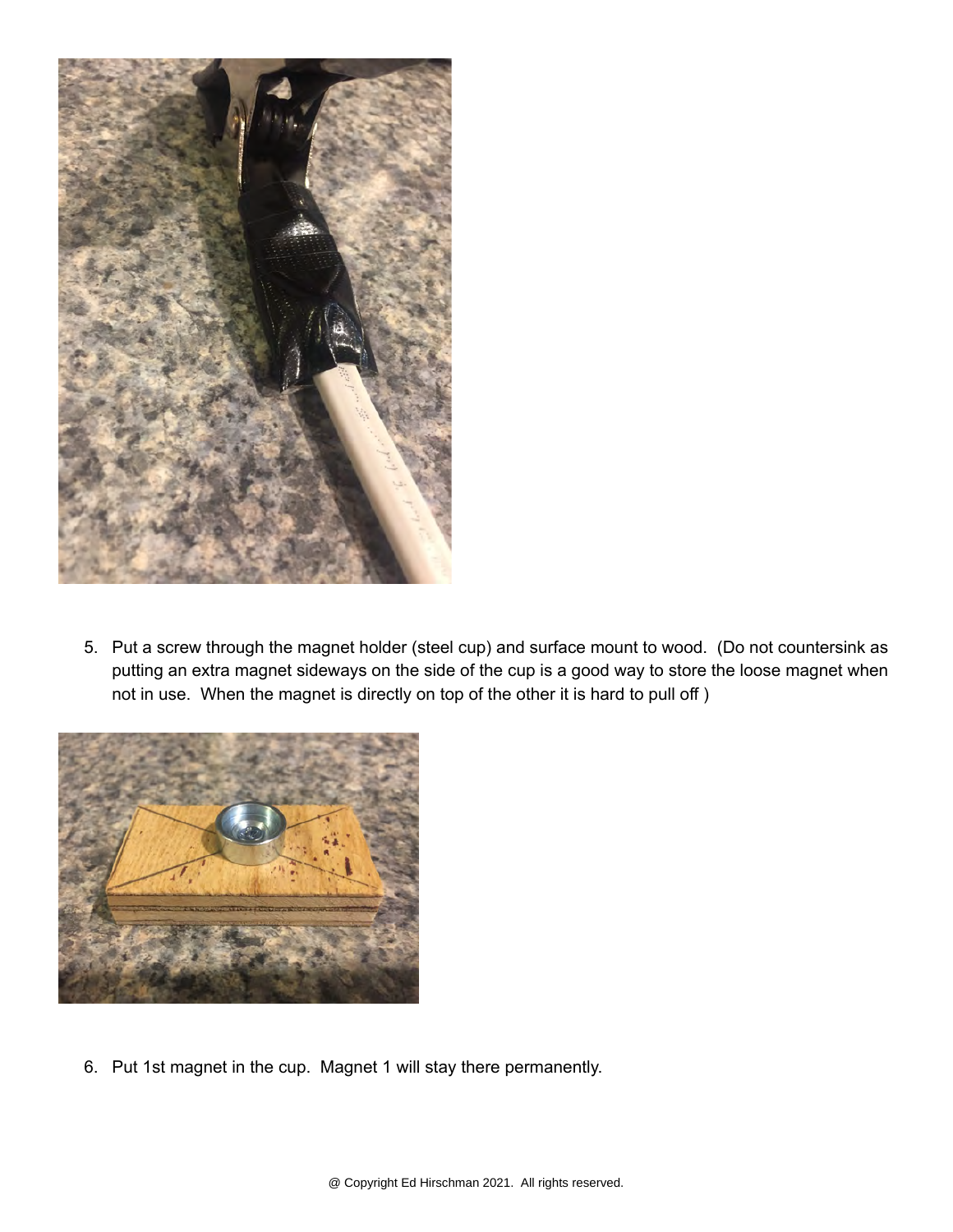5. Put a screw through the magnet holder (steel cup) and surface mount to wood. (Do not countersink as putting an extra magnet sideways on the side of the cup is a good way to store the loose magnet when not in use. When the magnet is directly on top of the other it is hard to pull off )

6. Put 1st magnet in the cup. Magnet 1 will stay there permanently.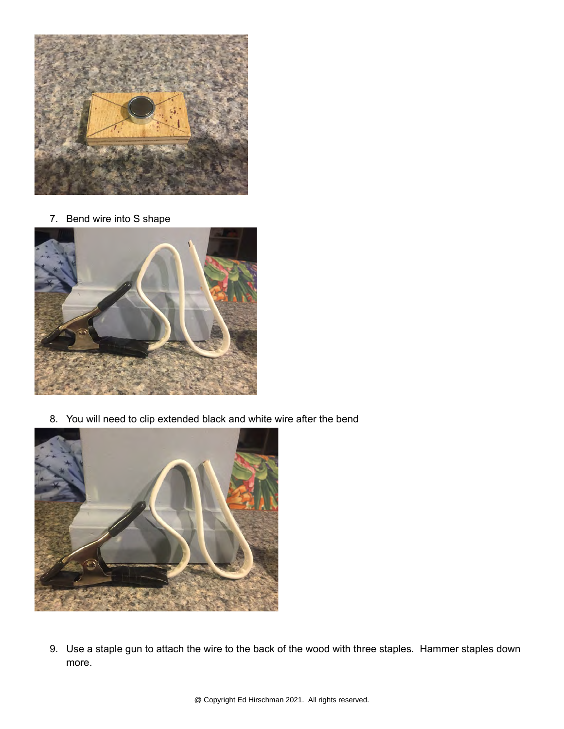7. Bend wire into S shape

8. You will need to clip extended black and white wire after the bend

9. Use a staple gun to attach the wire to the back of the wood with three staples. Hammer staples down more.

@ Copyright Ed Hirschman 2021. All rights reserved.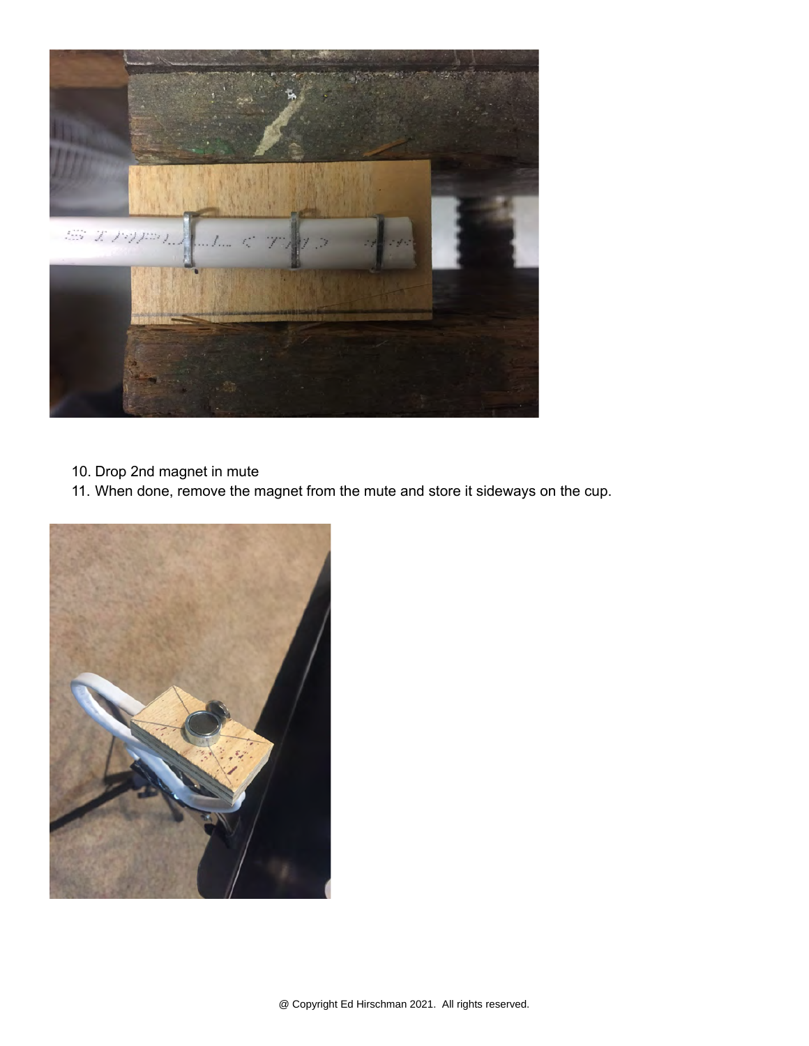10. Drop 2nd magnet in mute
11. When done, remove the magnet from the mute and store it sideways on the cup.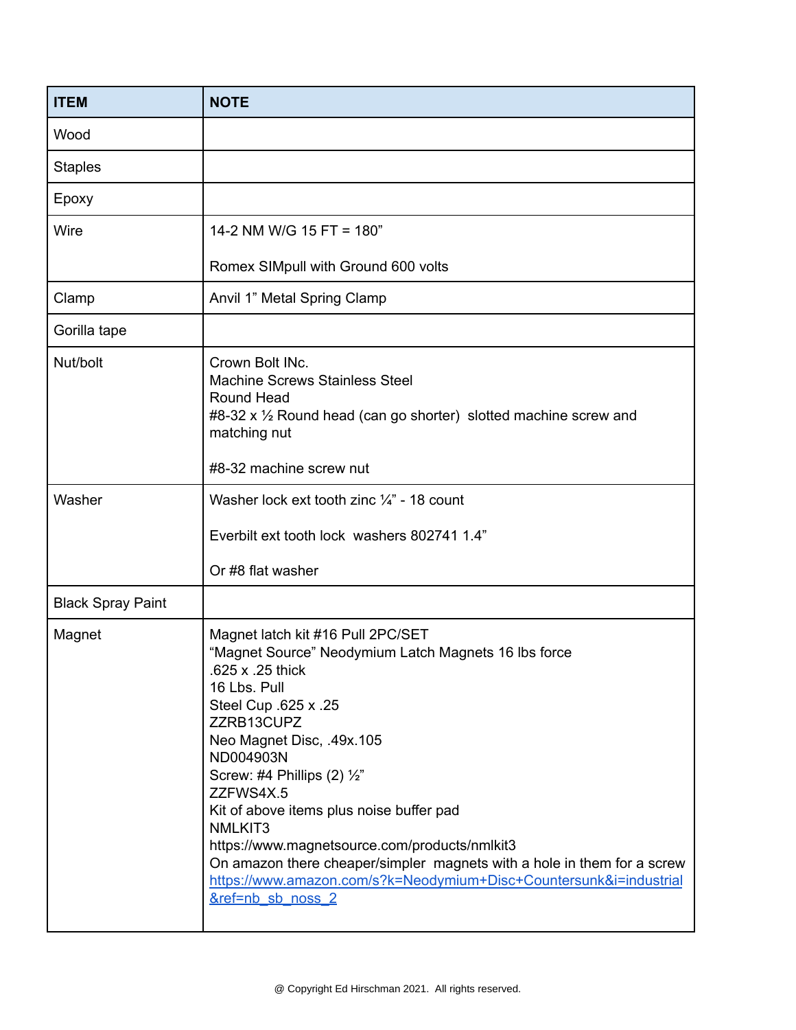| ITEM | NOTE |
|---|---|
| Wood | |
| Staples | |
| Epoxy | |
| Wire | 14-2 NM W/G 15 FT = 180”<br><br>Romex SIMpull with Ground 600 volts |
| Clamp | Anvil 1” Metal Spring Clamp |
| Gorilla tape | |
| Nut/bolt | Crown Bolt INc.<br>Machine Screws Stainless Steel<br>Round Head<br>#8-32 x ½ Round head (can go shorter)  slotted machine screw and matching nut<br><br>#8-32 machine screw nut |
| Washer | Washer lock ext tooth zinc ¼” - 18 count<br><br>Everbilt ext tooth lock  washers 802741 1.4”<br><br>Or #8 flat washer |
| Black Spray Paint | |
| Magnet | Magnet latch kit #16 Pull 2PC/SET<br>“Magnet Source” Neodymium Latch Magnets 16 lbs force<br>.625 x .25 thick<br>16 Lbs. Pull<br>Steel Cup .625 x .25<br>ZZRB13CUPZ<br>Neo Magnet Disc, .49x.105<br>ND004903N<br>Screw: #4 Phillips (2) ½”<br>ZZFWS4X.5<br>Kit of above items plus noise buffer pad<br>NMLKIT3<br>https://www.magnetsource.com/products/nmlkit3<br>On amazon there cheaper/simpler  magnets with a hole in them for a screw<br>https://www.amazon.com/s?k=Neodymium+Disc+Countersunk&i=industrial&ref=nb_sb_noss_2 |

@ Copyright Ed Hirschman 2021.  All rights reserved.